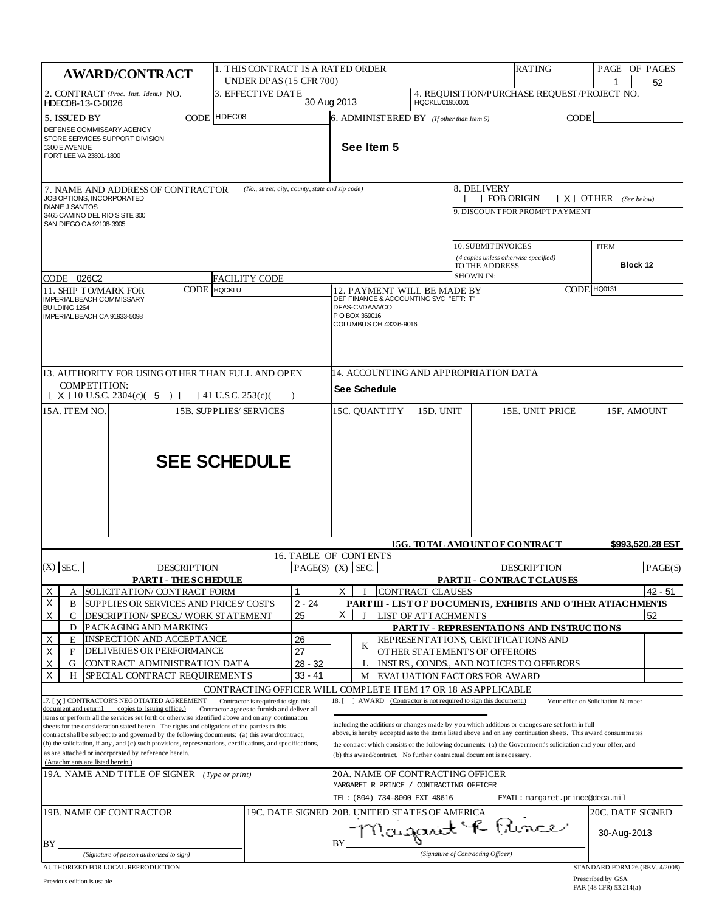# AWARD/CONTRACT

1. THIS CONTRACT IS A RATED ORDER UNDER DPAS (15 CFR 700)

RATING

PAGE OF PAGES: 1 | 52

2. CONTRACT *(Proc. Inst. Ident.)* NO.: HDEC08-13-C-0026

3. EFFECTIVE DATE: 30 Aug 2013

4. REQUISITION/PURCHASE REQUEST/PROJECT NO.: HQCKLU01950001

5. ISSUED BY — CODE: HDEC08
DEFENSE COMMISSARY AGENCY
STORE SERVICES SUPPORT DIVISION
1300 E AVENUE
FORT LEE VA 23801-1800

6. ADMINISTERED BY *(If other than Item 5)* — CODE:
**See Item 5**

7. NAME AND ADDRESS OF CONTRACTOR *(No., street, city, county, state and zip code)*
JOB OPTIONS, INCORPORATED
DIANE J SANTOS
3465 CAMINO DEL RIO S STE 300
SAN DIEGO CA 92108-3905

CODE: 026C2 | FACILITY CODE:

8. DELIVERY
[ ] FOB ORIGIN [ X ] OTHER *(See below)*

9. DISCOUNT FOR PROMPT PAYMENT

10. SUBMIT INVOICES *(4 copies unless otherwise specified)* TO THE ADDRESS SHOWN IN: ITEM **Block 12**

11. SHIP TO/MARK FOR — CODE: HQCKLU
IMPERIAL BEACH COMMISSARY
BUILDING 1264
IMPERIAL BEACH CA 91933-5098

12. PAYMENT WILL BE MADE BY — CODE: HQ0131
DEF FINANCE & ACCOUNTING SVC "EFT: T"
DFAS-CVDAAA/CO
P O BOX 369016
COLUMBUS OH 43236-9016

13. AUTHORITY FOR USING OTHER THAN FULL AND OPEN COMPETITION:
[ X ] 10 U.S.C. 2304(c)( 5 ) [ ] 41 U.S.C. 253(c)( )

14. ACCOUNTING AND APPROPRIATION DATA
**See Schedule**

| 15A. ITEM NO. | 15B. SUPPLIES/ SERVICES | 15C. QUANTITY | 15D. UNIT | 15E. UNIT PRICE | 15F. AMOUNT |
|---|---|---|---|---|---|
| | **SEE SCHEDULE** | | | | |

**15G. TOTAL AMOUNT OF CONTRACT: $993,520.28 EST**

## 16. TABLE OF CONTENTS

| (X) | SEC. | DESCRIPTION | PAGE(S) |
|---|---|---|---|
| | | **PART I - THE SCHEDULE** | |
| X | A | SOLICITATION/ CONTRACT FORM | 1 |
| X | B | SUPPLIES OR SERVICES AND PRICES/ COSTS | 2 - 24 |
| X | C | DESCRIPTION/ SPECS./ WORK STATEMENT | 25 |
| | D | PACKAGING AND MARKING | |
| X | E | INSPECTION AND ACCEPTANCE | 26 |
| X | F | DELIVERIES OR PERFORMANCE | 27 |
| X | G | CONTRACT ADMINISTRATION DATA | 28 - 32 |
| X | H | SPECIAL CONTRACT REQUIREMENTS | 33 - 41 |
| | | **PART II - CONTRACT CLAUSES** | |
| X | I | CONTRACT CLAUSES | 42 - 51 |
| | | **PART III - LIST OF DOCUMENTS, EXHIBITS AND OTHER ATTACHMENTS** | |
| X | J | LIST OF ATTACHMENTS | 52 |
| | | **PART IV - REPRESENTATIONS AND INSTRUCTIONS** | |
| | K | REPRESENTATIONS, CERTIFICATIONS AND OTHER STATEMENTS OF OFFERORS | |
| | L | INSTRS., CONDS., AND NOTICES TO OFFERORS | |
| | M | EVALUATION FACTORS FOR AWARD | |

CONTRACTING OFFICER WILL COMPLETE ITEM 17 OR 18 AS APPLICABLE

17. [ X ] CONTRACTOR'S NEGOTIATED AGREEMENT Contractor is required to sign this document and return 1 copies to issuing office.) Contractor agrees to furnish and deliver all items or perform all the services set forth or otherwise identified above and on any continuation sheets for the consideration stated herein. The rights and obligations of the parties to this contract shall be subject to and governed by the following documents: (a) this award/contract, (b) the solicitation, if any, and (c) such provisions, representations, certifications, and specifications, as are attached or incorporated by reference herein. (Attachments are listed herein.)

18. [ ] AWARD (Contractor is not required to sign this document.) Your offer on Solicitation Number ________ including the additions or changes made by you which additions or changes are set forth in full above, is hereby accepted as to the items listed above and on any continuation sheets. This award consummates the contract which consists of the following documents: (a) the Government's solicitation and your offer, and (b) this award/contract. No further contractual document is necessary.

19A. NAME AND TITLE OF SIGNER *(Type or print)*

20A. NAME OF CONTRACTING OFFICER
MARGARET R PRINCE / CONTRACTING OFFICER
TEL: (804) 734-8000 EXT 48616 EMAIL: margaret.prince@deca.mil

19B. NAME OF CONTRACTOR
BY ________________ *(Signature of person authorized to sign)*

19C. DATE SIGNED

20B. UNITED STATES OF AMERICA
BY Margaret R Prince *(Signature of Contracting Officer)*

20C. DATE SIGNED: 30-Aug-2013

AUTHORIZED FOR LOCAL REPRODUCTION
Previous edition is usable

STANDARD FORM 26 (REV. 4/2008)
Prescribed by GSA
FAR (48 CFR) 53.214(a)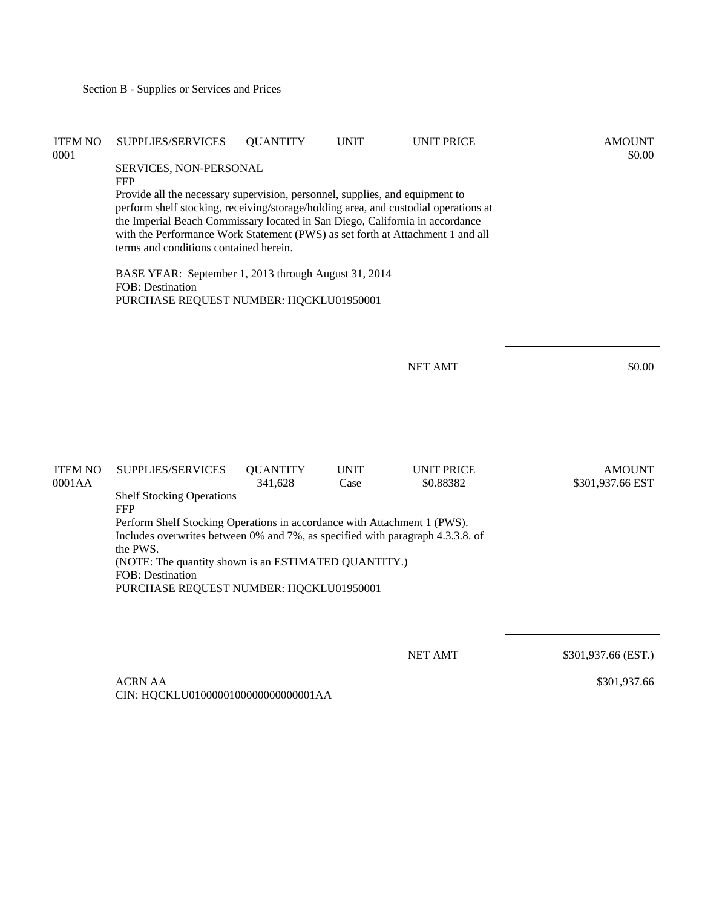Section B - Supplies or Services and Prices

| ITEM NO | SUPPLIES/SERVICES | QUANTITY | UNIT | UNIT PRICE | AMOUNT |
|---|---|---|---|---|---|
| 0001 | | | | | $0.00 |

SERVICES, NON-PERSONAL
FFP
Provide all the necessary supervision, personnel, supplies, and equipment to perform shelf stocking, receiving/storage/holding area, and custodial operations at the Imperial Beach Commissary located in San Diego, California in accordance with the Performance Work Statement (PWS) as set forth at Attachment 1 and all terms and conditions contained herein.

BASE YEAR: September 1, 2013 through August 31, 2014
FOB: Destination
PURCHASE REQUEST NUMBER: HQCKLU01950001

NET AMT $0.00

| ITEM NO | SUPPLIES/SERVICES | QUANTITY | UNIT | UNIT PRICE | AMOUNT |
|---|---|---|---|---|---|
| 0001AA | | 341,628 | Case | $0.88382 | $301,937.66 EST |

Shelf Stocking Operations
FFP
Perform Shelf Stocking Operations in accordance with Attachment 1 (PWS). Includes overwrites between 0% and 7%, as specified with paragraph 4.3.3.8. of the PWS.
(NOTE: The quantity shown is an ESTIMATED QUANTITY.)
FOB: Destination
PURCHASE REQUEST NUMBER: HQCKLU01950001

NET AMT $301,937.66 (EST.)

ACRN AA $301,937.66
CIN: HQCKLU0100000100000000000001AA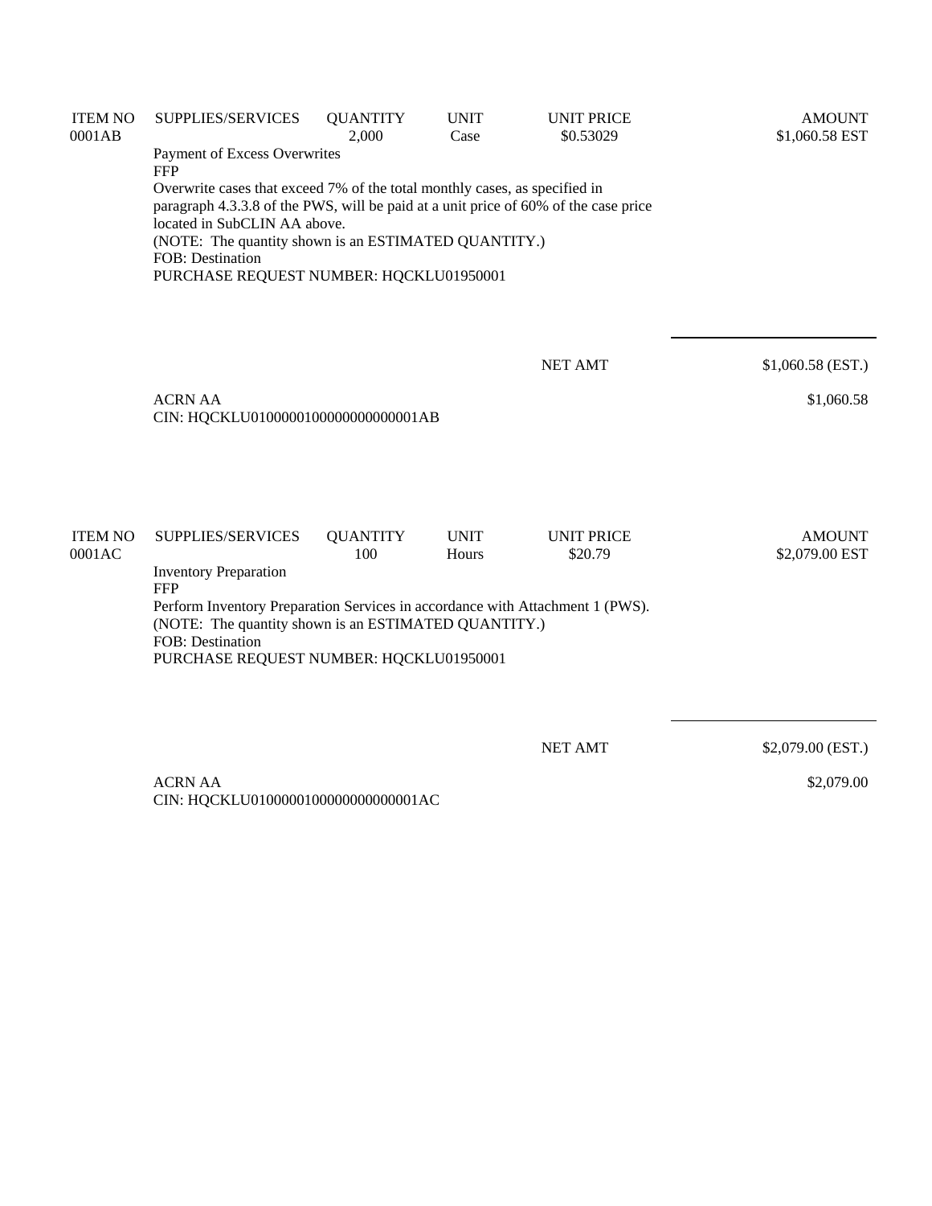| ITEM NO | SUPPLIES/SERVICES | QUANTITY | UNIT | UNIT PRICE | AMOUNT |
|---|---|---|---|---|---|
| 0001AB | | 2,000 | Case | $0.53029 | $1,060.58 EST |

Payment of Excess Overwrites
FFP
Overwrite cases that exceed 7% of the total monthly cases, as specified in paragraph 4.3.3.8 of the PWS, will be paid at a unit price of 60% of the case price located in SubCLIN AA above.
(NOTE: The quantity shown is an ESTIMATED QUANTITY.)
FOB: Destination
PURCHASE REQUEST NUMBER: HQCKLU01950001

NET AMT $1,060.58 (EST.)

ACRN AA $1,060.58
CIN: HQCKLU0100000100000000000001AB

| ITEM NO | SUPPLIES/SERVICES | QUANTITY | UNIT | UNIT PRICE | AMOUNT |
|---|---|---|---|---|---|
| 0001AC | | 100 | Hours | $20.79 | $2,079.00 EST |

Inventory Preparation
FFP
Perform Inventory Preparation Services in accordance with Attachment 1 (PWS).
(NOTE: The quantity shown is an ESTIMATED QUANTITY.)
FOB: Destination
PURCHASE REQUEST NUMBER: HQCKLU01950001

NET AMT $2,079.00 (EST.)

ACRN AA $2,079.00
CIN: HQCKLU0100000100000000000001AC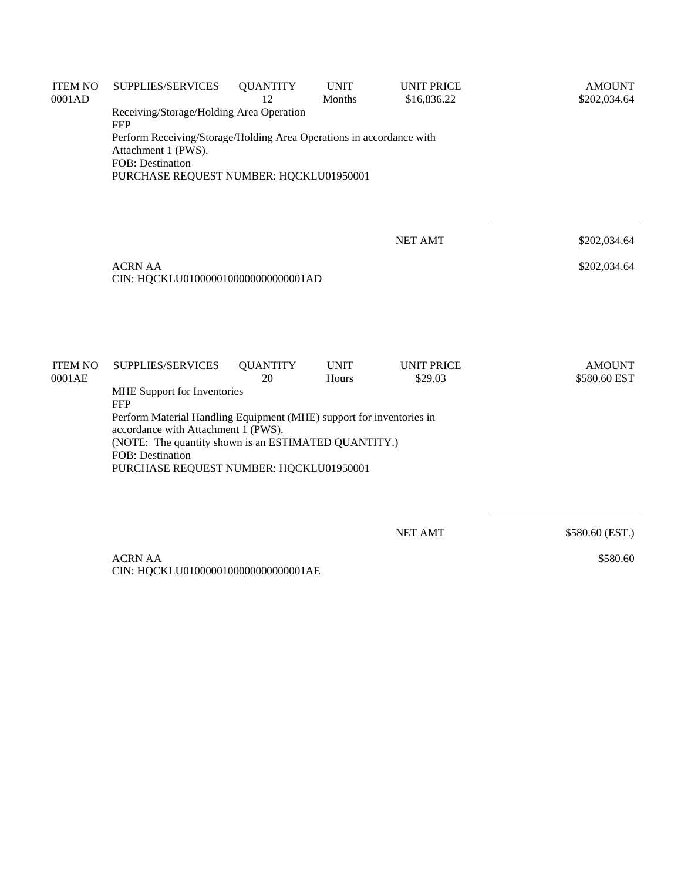| ITEM NO | SUPPLIES/SERVICES | QUANTITY | UNIT | UNIT PRICE | AMOUNT |
|---|---|---|---|---|---|
| 0001AD | | 12 | Months | $16,836.22 | $202,034.64 |

Receiving/Storage/Holding Area Operation
FFP
Perform Receiving/Storage/Holding Area Operations in accordance with Attachment 1 (PWS).
FOB: Destination
PURCHASE REQUEST NUMBER: HQCKLU01950001

NET AMT $202,034.64

ACRN AA $202,034.64
CIN: HQCKLU0100000100000000000001AD

| ITEM NO | SUPPLIES/SERVICES | QUANTITY | UNIT | UNIT PRICE | AMOUNT |
|---|---|---|---|---|---|
| 0001AE | | 20 | Hours | $29.03 | $580.60 EST |

MHE Support for Inventories
FFP
Perform Material Handling Equipment (MHE) support for inventories in accordance with Attachment 1 (PWS).
(NOTE: The quantity shown is an ESTIMATED QUANTITY.)
FOB: Destination
PURCHASE REQUEST NUMBER: HQCKLU01950001

NET AMT $580.60 (EST.)

ACRN AA $580.60
CIN: HQCKLU0100000100000000000001AE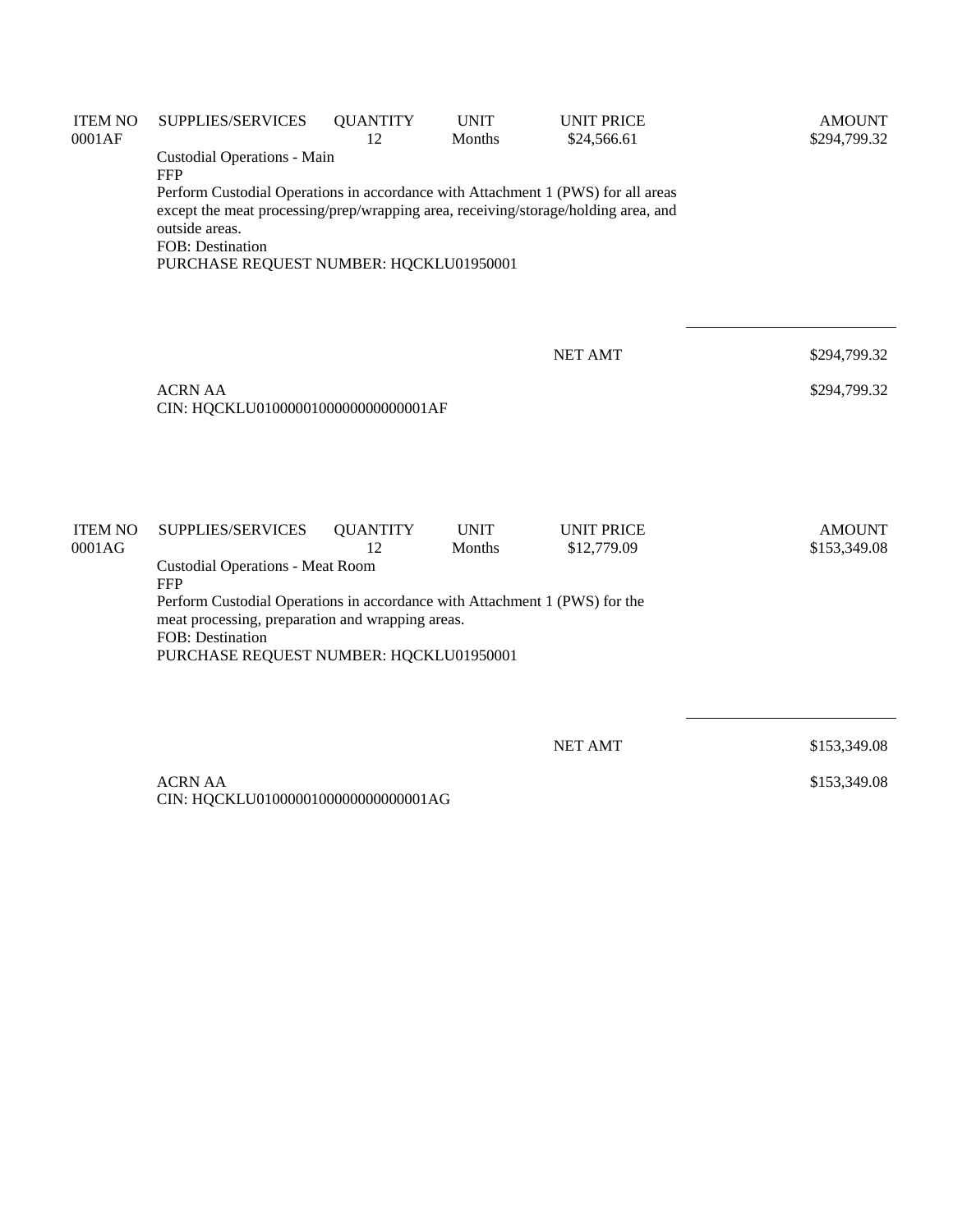| ITEM NO | SUPPLIES/SERVICES | QUANTITY | UNIT | UNIT PRICE | AMOUNT |
|---|---|---|---|---|---|
| 0001AF | | 12 | Months | $24,566.61 | $294,799.32 |

Custodial Operations - Main
FFP
Perform Custodial Operations in accordance with Attachment 1 (PWS) for all areas except the meat processing/prep/wrapping area, receiving/storage/holding area, and outside areas.
FOB: Destination
PURCHASE REQUEST NUMBER: HQCKLU01950001

NET AMT $294,799.32

ACRN AA $294,799.32
CIN: HQCKLU0100000100000000000001AF

| ITEM NO | SUPPLIES/SERVICES | QUANTITY | UNIT | UNIT PRICE | AMOUNT |
|---|---|---|---|---|---|
| 0001AG | | 12 | Months | $12,779.09 | $153,349.08 |

Custodial Operations - Meat Room
FFP
Perform Custodial Operations in accordance with Attachment 1 (PWS) for the meat processing, preparation and wrapping areas.
FOB: Destination
PURCHASE REQUEST NUMBER: HQCKLU01950001

NET AMT $153,349.08

ACRN AA $153,349.08
CIN: HQCKLU0100000100000000000001AG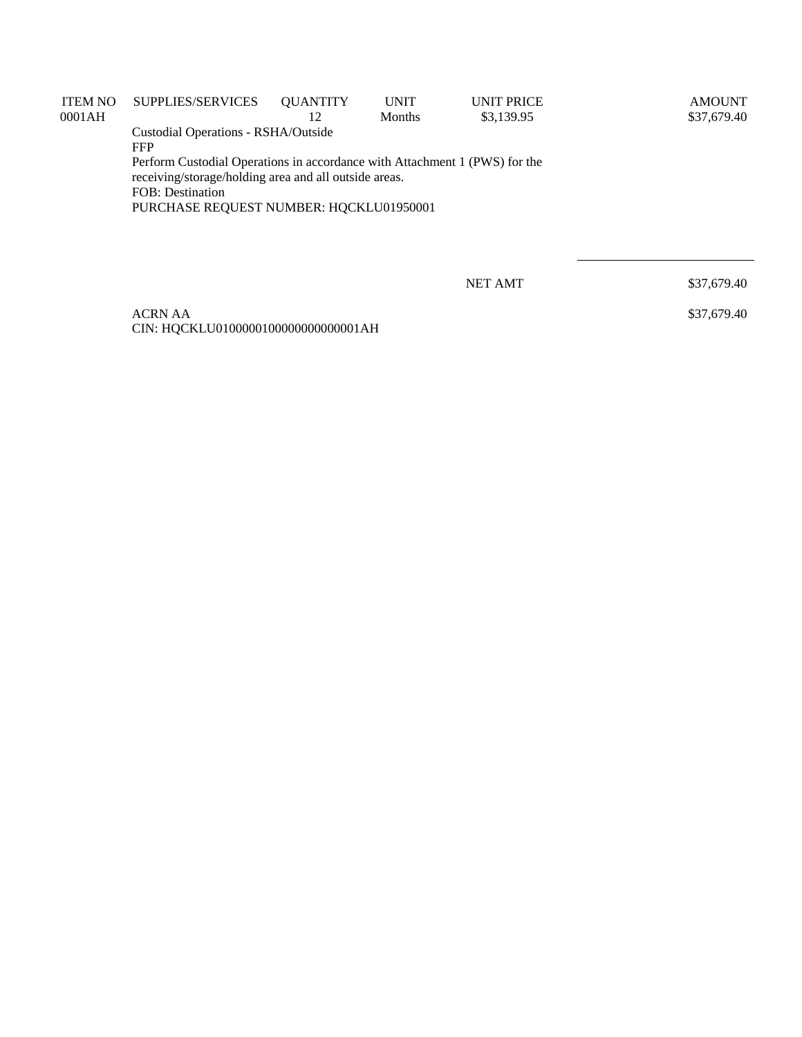| ITEM NO | SUPPLIES/SERVICES | QUANTITY | UNIT | UNIT PRICE | AMOUNT |
|---|---|---|---|---|---|
| 0001AH | | 12 | Months | $3,139.95 | $37,679.40 |

Custodial Operations - RSHA/Outside
FFP
Perform Custodial Operations in accordance with Attachment 1 (PWS) for the receiving/storage/holding area and all outside areas.
FOB: Destination
PURCHASE REQUEST NUMBER: HQCKLU01950001

NET AMT $37,679.40

ACRN AA $37,679.40
CIN: HQCKLU0100000100000000000001AH